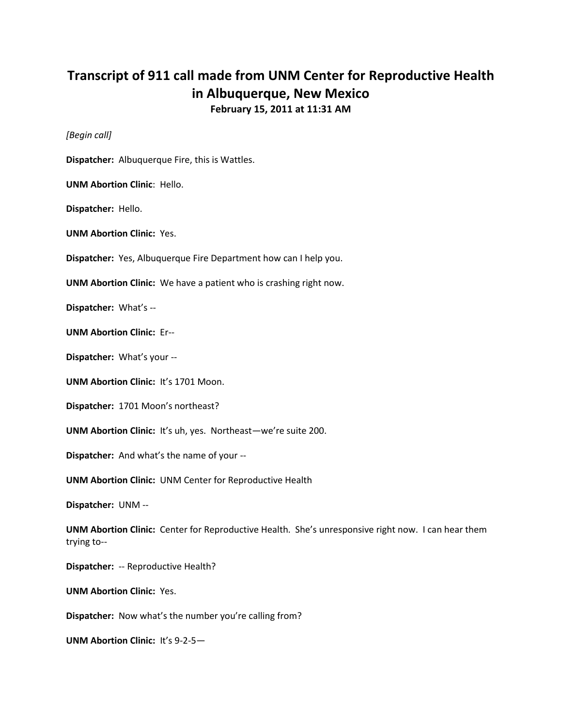# Transcript of 911 call made from UNM Center for Reproductive Health in Albuquerque, New Mexico

**February 15, 2011 at 11:31 AM**

*[Begin call]*

**Dispatcher:** Albuquerque Fire, this is Wattles.

**UNM Abortion Clinic**: Hello.

**Dispatcher:** Hello.

**UNM Abortion Clinic:** Yes.

**Dispatcher:** Yes, Albuquerque Fire Department how can I help you.

**UNM Abortion Clinic:** We have a patient who is crashing right now.

**Dispatcher:** What's --

**UNM Abortion Clinic:** Er--

**Dispatcher:** What's your --

**UNM Abortion Clinic:** It's 1701 Moon.

**Dispatcher:** 1701 Moon's northeast?

**UNM Abortion Clinic:** It's uh, yes. Northeast—we're suite 200.

**Dispatcher:** And what's the name of your --

**UNM Abortion Clinic:** UNM Center for Reproductive Health

**Dispatcher:** UNM --

**UNM Abortion Clinic:** Center for Reproductive Health. She's unresponsive right now. I can hear them trying to--

**Dispatcher:** -- Reproductive Health?

**UNM Abortion Clinic:** Yes.

**Dispatcher:** Now what's the number you're calling from?

**UNM Abortion Clinic:** It's 9-2-5—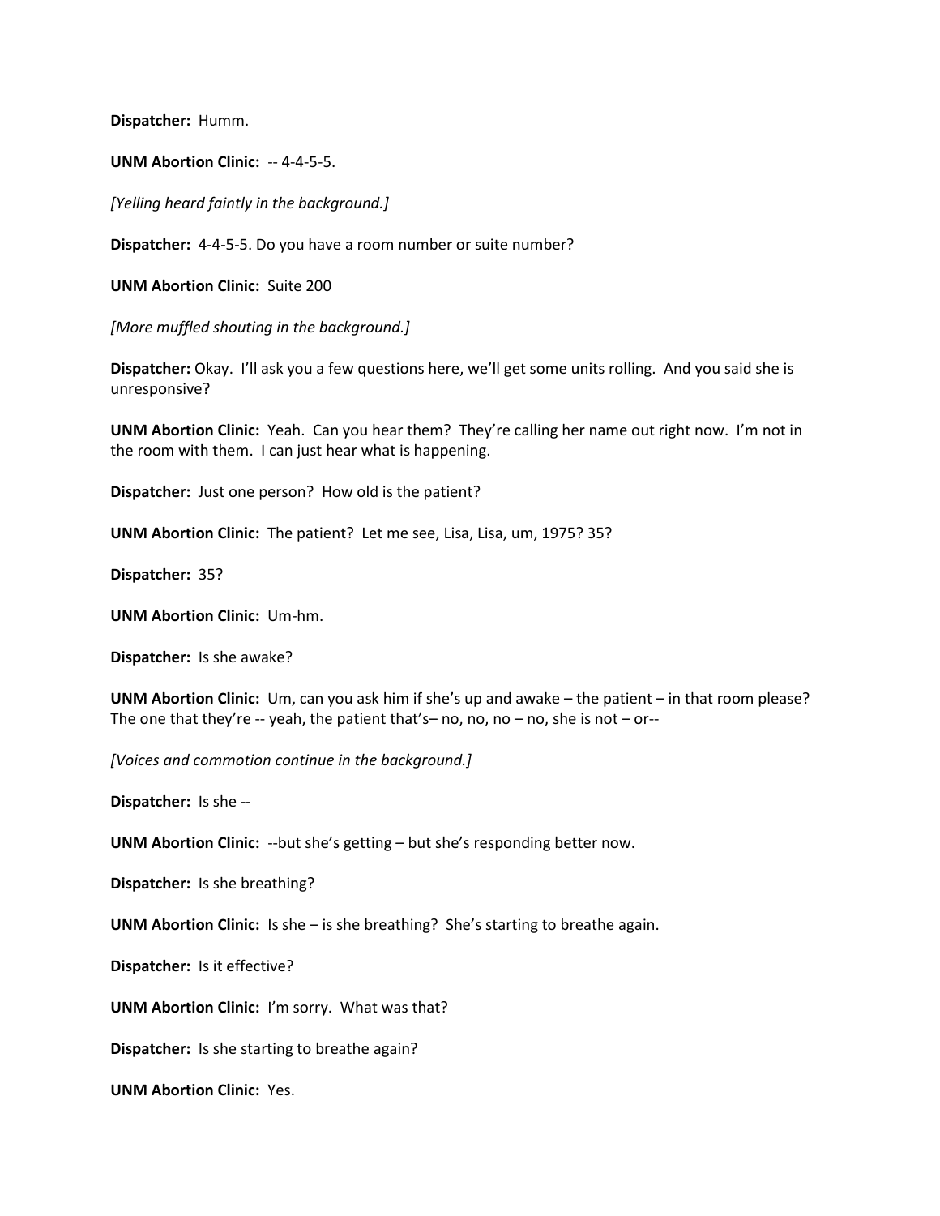**Dispatcher:** Humm.

**UNM Abortion Clinic:** -- 4-4-5-5.

*[Yelling heard faintly in the background.]*

**Dispatcher:** 4-4-5-5. Do you have a room number or suite number?

**UNM Abortion Clinic:** Suite 200

*[More muffled shouting in the background.]*

**Dispatcher:** Okay. I'll ask you a few questions here, we'll get some units rolling. And you said she is unresponsive?

**UNM Abortion Clinic:** Yeah. Can you hear them? They're calling her name out right now. I'm not in the room with them. I can just hear what is happening.

**Dispatcher:** Just one person? How old is the patient?

**UNM Abortion Clinic:** The patient? Let me see, Lisa, Lisa, um, 1975? 35?

**Dispatcher:** 35?

**UNM Abortion Clinic:** Um-hm.

**Dispatcher:** Is she awake?

**UNM Abortion Clinic:** Um, can you ask him if she's up and awake – the patient – in that room please? The one that they're -- yeah, the patient that's– no, no, no – no, she is not – or--

*[Voices and commotion continue in the background.]*

**Dispatcher:** Is she --

**UNM Abortion Clinic:** --but she's getting – but she's responding better now.

**Dispatcher:** Is she breathing?

**UNM Abortion Clinic:** Is she – is she breathing? She's starting to breathe again.

**Dispatcher:** Is it effective?

**UNM Abortion Clinic:** I'm sorry. What was that?

**Dispatcher:** Is she starting to breathe again?

**UNM Abortion Clinic:** Yes.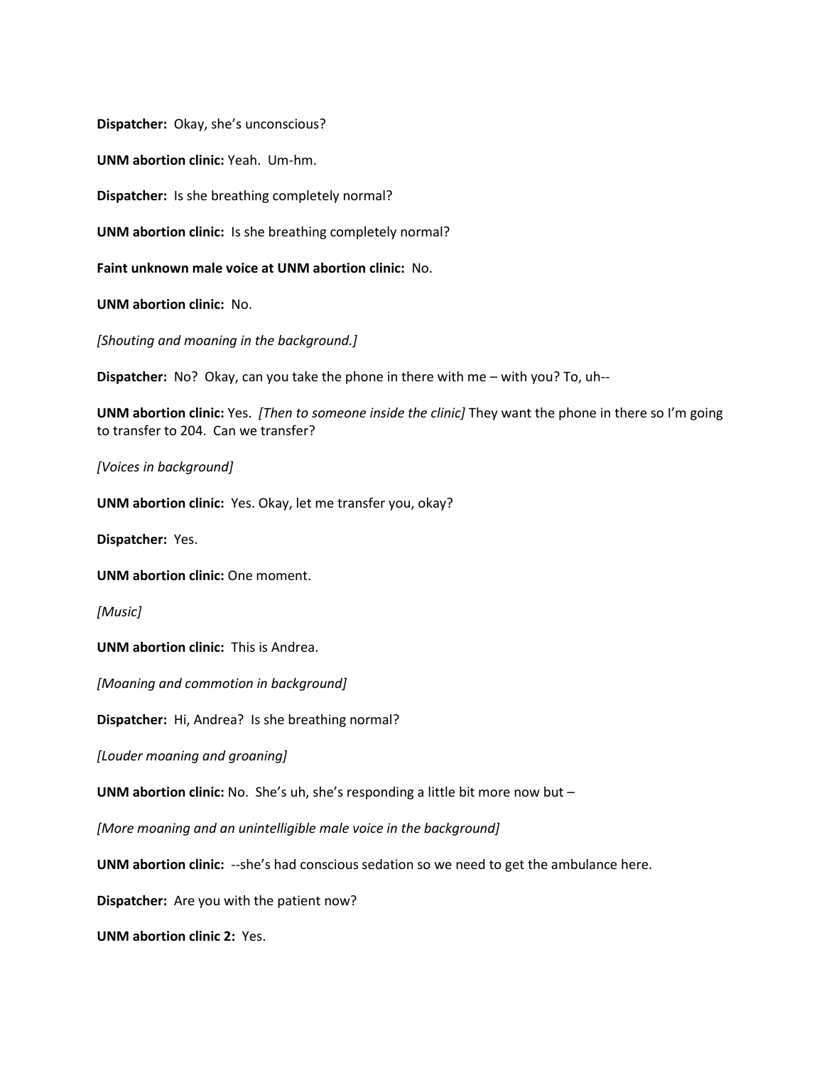**Dispatcher:** Okay, she's unconscious?

**UNM abortion clinic:** Yeah. Um-hm.

**Dispatcher:** Is she breathing completely normal?

**UNM abortion clinic:** Is she breathing completely normal?

**Faint unknown male voice at UNM abortion clinic:** No.

**UNM abortion clinic:** No.

*[Shouting and moaning in the background.]*

**Dispatcher:** No? Okay, can you take the phone in there with me – with you? To, uh--

**UNM abortion clinic:** Yes. *[Then to someone inside the clinic]* They want the phone in there so I'm going to transfer to 204. Can we transfer?

*[Voices in background]*

**UNM abortion clinic:** Yes. Okay, let me transfer you, okay?

**Dispatcher:** Yes.

**UNM abortion clinic:** One moment.

*[Music]*

**UNM abortion clinic:** This is Andrea.

*[Moaning and commotion in background]*

**Dispatcher:** Hi, Andrea? Is she breathing normal?

*[Louder moaning and groaning]*

**UNM abortion clinic:** No. She's uh, she's responding a little bit more now but –

*[More moaning and an unintelligible male voice in the background]*

**UNM abortion clinic:** --she's had conscious sedation so we need to get the ambulance here.

**Dispatcher:** Are you with the patient now?

**UNM abortion clinic 2:** Yes.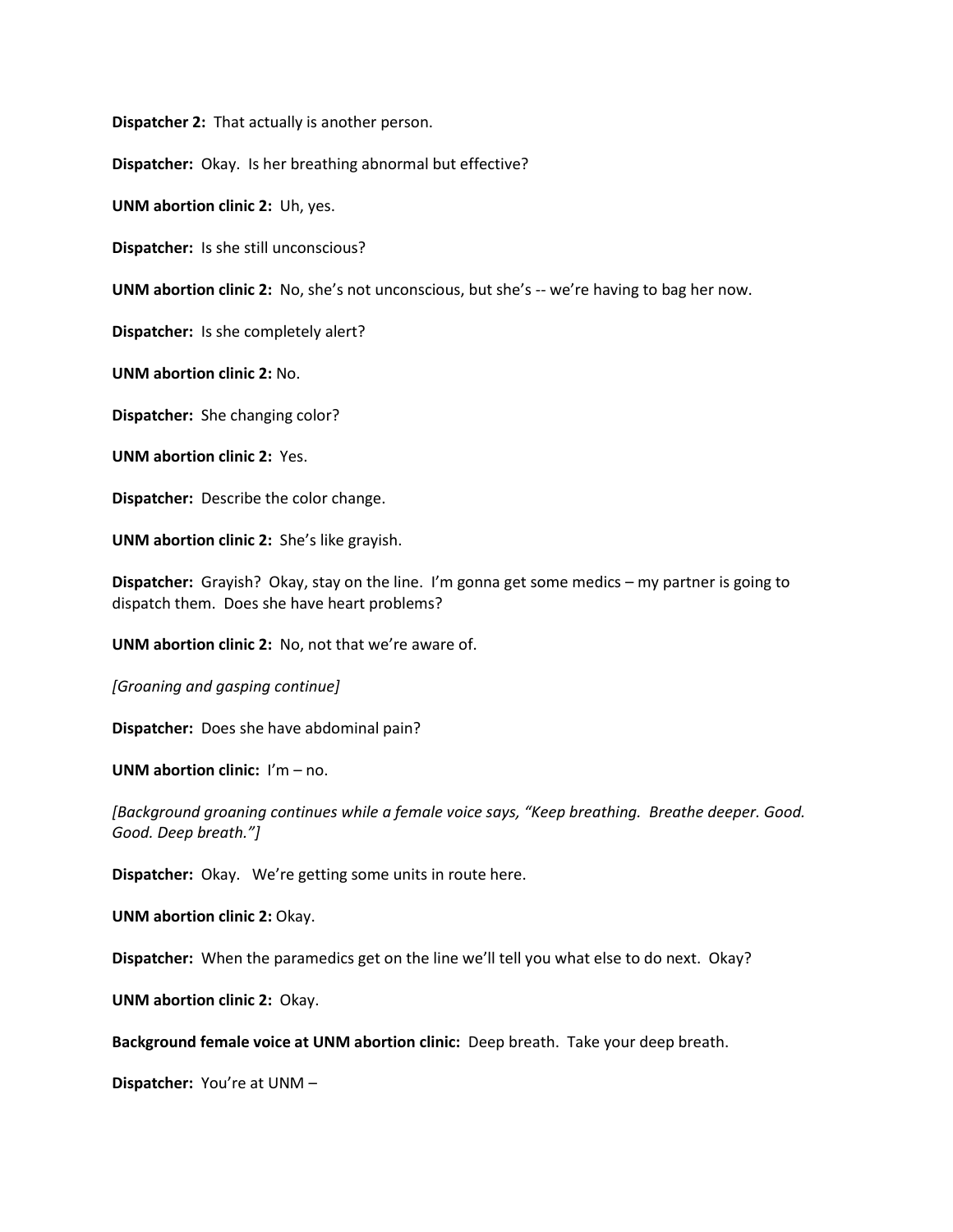**Dispatcher 2:** That actually is another person.

**Dispatcher:** Okay. Is her breathing abnormal but effective?

**UNM abortion clinic 2:** Uh, yes.

**Dispatcher:** Is she still unconscious?

**UNM abortion clinic 2:** No, she's not unconscious, but she's -- we're having to bag her now.

**Dispatcher:** Is she completely alert?

**UNM abortion clinic 2:** No.

**Dispatcher:** She changing color?

**UNM abortion clinic 2:** Yes.

**Dispatcher:** Describe the color change.

**UNM abortion clinic 2:** She's like grayish.

**Dispatcher:** Grayish? Okay, stay on the line. I'm gonna get some medics – my partner is going to dispatch them. Does she have heart problems?

**UNM abortion clinic 2:** No, not that we're aware of.

*[Groaning and gasping continue]*

**Dispatcher:** Does she have abdominal pain?

**UNM abortion clinic:** I'm – no.

*[Background groaning continues while a female voice says, "Keep breathing. Breathe deeper. Good. Good. Deep breath."]*

**Dispatcher:** Okay. We're getting some units in route here.

**UNM abortion clinic 2:** Okay.

**Dispatcher:** When the paramedics get on the line we'll tell you what else to do next. Okay?

**UNM abortion clinic 2:** Okay.

**Background female voice at UNM abortion clinic:** Deep breath. Take your deep breath.

**Dispatcher:** You're at UNM –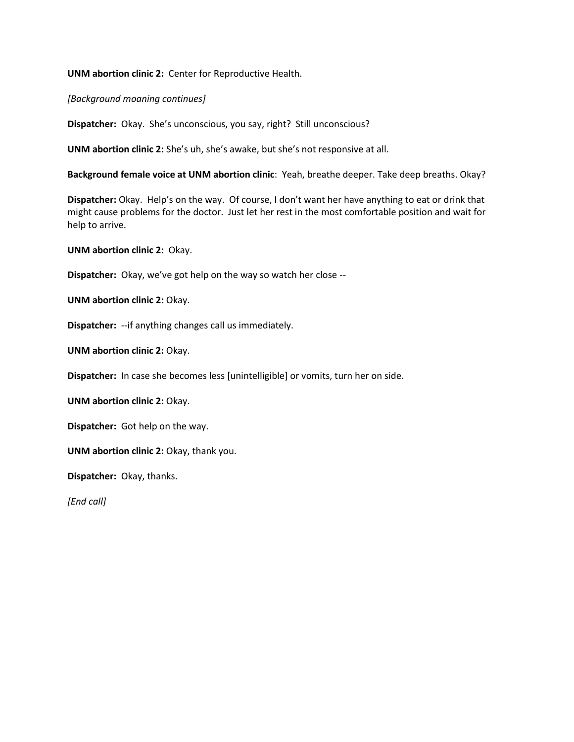**UNM abortion clinic 2:** Center for Reproductive Health.

*[Background moaning continues]*

**Dispatcher:** Okay. She's unconscious, you say, right? Still unconscious?

**UNM abortion clinic 2:** She's uh, she's awake, but she's not responsive at all.

**Background female voice at UNM abortion clinic**: Yeah, breathe deeper. Take deep breaths. Okay?

**Dispatcher:** Okay. Help's on the way. Of course, I don't want her have anything to eat or drink that might cause problems for the doctor. Just let her rest in the most comfortable position and wait for help to arrive.

**UNM abortion clinic 2:** Okay.

**Dispatcher:** Okay, we've got help on the way so watch her close --

**UNM abortion clinic 2:** Okay.

**Dispatcher:** --if anything changes call us immediately.

**UNM abortion clinic 2:** Okay.

**Dispatcher:** In case she becomes less [unintelligible] or vomits, turn her on side.

**UNM abortion clinic 2:** Okay.

**Dispatcher:** Got help on the way.

**UNM abortion clinic 2:** Okay, thank you.

**Dispatcher:** Okay, thanks.

*[End call]*